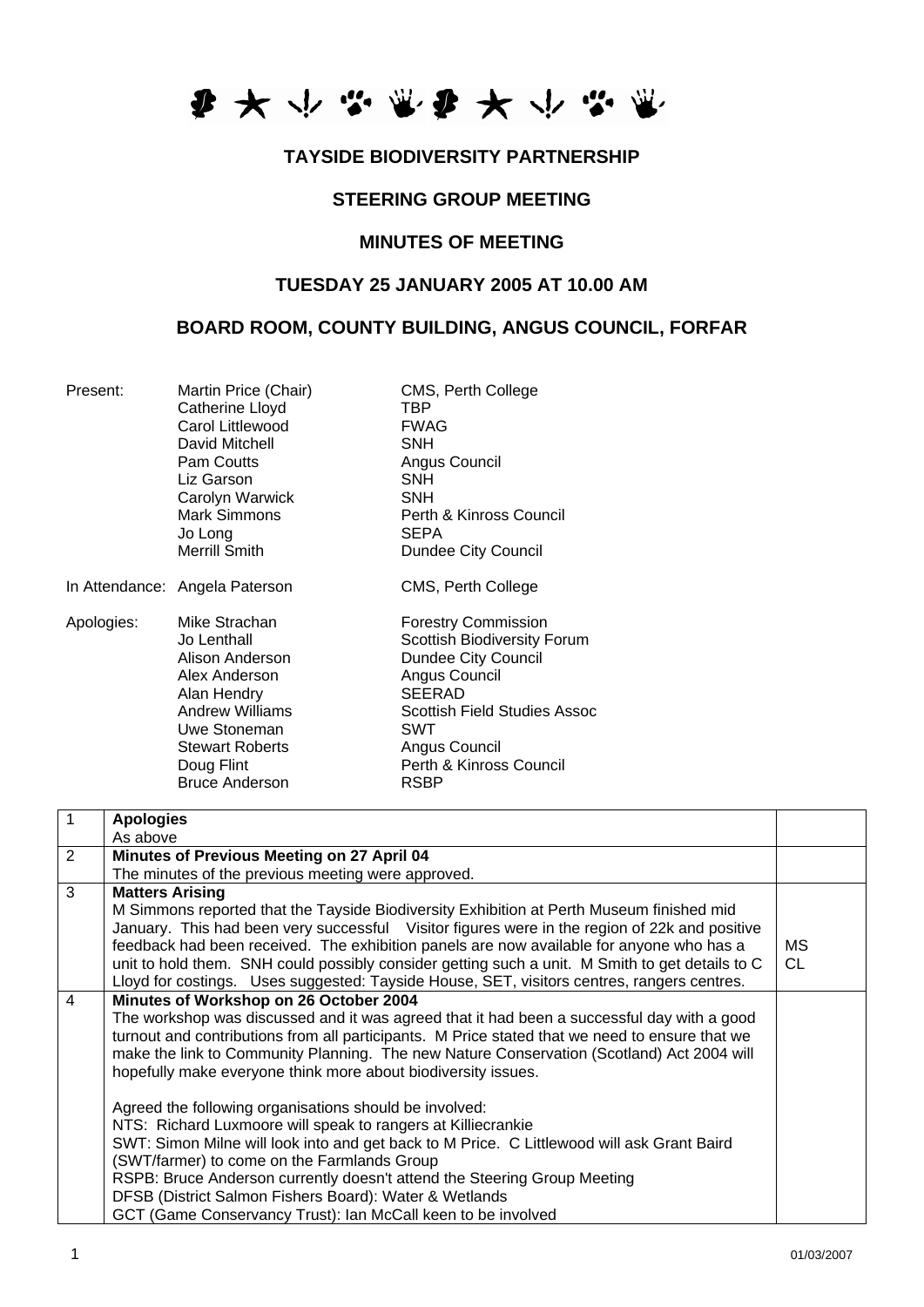# TAYSIDE BIODIVERSITY PARTNERSHIP

## STEERING GROUP MEETING

## MINUTES OF MEETING

## TUESDAY 25 JANUARY 2005 AT 10.00 AM

## BOARD ROOM, COUNTY BUILDING, ANGUS COUNCIL, FORFAR

| | | |
|---|---|---|
| Present: | Martin Price (Chair) | CMS, Perth College |
| | Catherine Lloyd | TBP |
| | Carol Littlewood | FWAG |
| | David Mitchell | SNH |
| | Pam Coutts | Angus Council |
| | Liz Garson | SNH |
| | Carolyn Warwick | SNH |
| | Mark Simmons | Perth & Kinross Council |
| | Jo Long | SEPA |
| | Merrill Smith | Dundee City Council |
| In Attendance: | Angela Paterson | CMS, Perth College |
| Apologies: | Mike Strachan | Forestry Commission |
| | Jo Lenthall | Scottish Biodiversity Forum |
| | Alison Anderson | Dundee City Council |
| | Alex Anderson | Angus Council |
| | Alan Hendry | SEERAD |
| | Andrew Williams | Scottish Field Studies Assoc |
| | Uwe Stoneman | SWT |
| | Stewart Roberts | Angus Council |
| | Doug Flint | Perth & Kinross Council |
| | Bruce Anderson | RSBP |

| | | |
|---|---|---|
| 1 | **Apologies**<br>As above | |
| 2 | **Minutes of Previous Meeting on 27 April 04**<br>The minutes of the previous meeting were approved. | |
| 3 | **Matters Arising**<br>M Simmons reported that the Tayside Biodiversity Exhibition at Perth Museum finished mid January. This had been very successful Visitor figures were in the region of 22k and positive feedback had been received. The exhibition panels are now available for anyone who has a unit to hold them. SNH could possibly consider getting such a unit. M Smith to get details to C Lloyd for costings. Uses suggested: Tayside House, SET, visitors centres, rangers centres. | MS<br>CL |
| 4 | **Minutes of Workshop on 26 October 2004**<br>The workshop was discussed and it was agreed that it had been a successful day with a good turnout and contributions from all participants. M Price stated that we need to ensure that we make the link to Community Planning. The new Nature Conservation (Scotland) Act 2004 will hopefully make everyone think more about biodiversity issues.<br><br>Agreed the following organisations should be involved:<br>NTS: Richard Luxmoore will speak to rangers at Killiecrankie<br>SWT: Simon Milne will look into and get back to M Price. C Littlewood will ask Grant Baird (SWT/farmer) to come on the Farmlands Group<br>RSPB: Bruce Anderson currently doesn't attend the Steering Group Meeting<br>DFSB (District Salmon Fishers Board): Water & Wetlands<br>GCT (Game Conservancy Trust): Ian McCall keen to be involved | |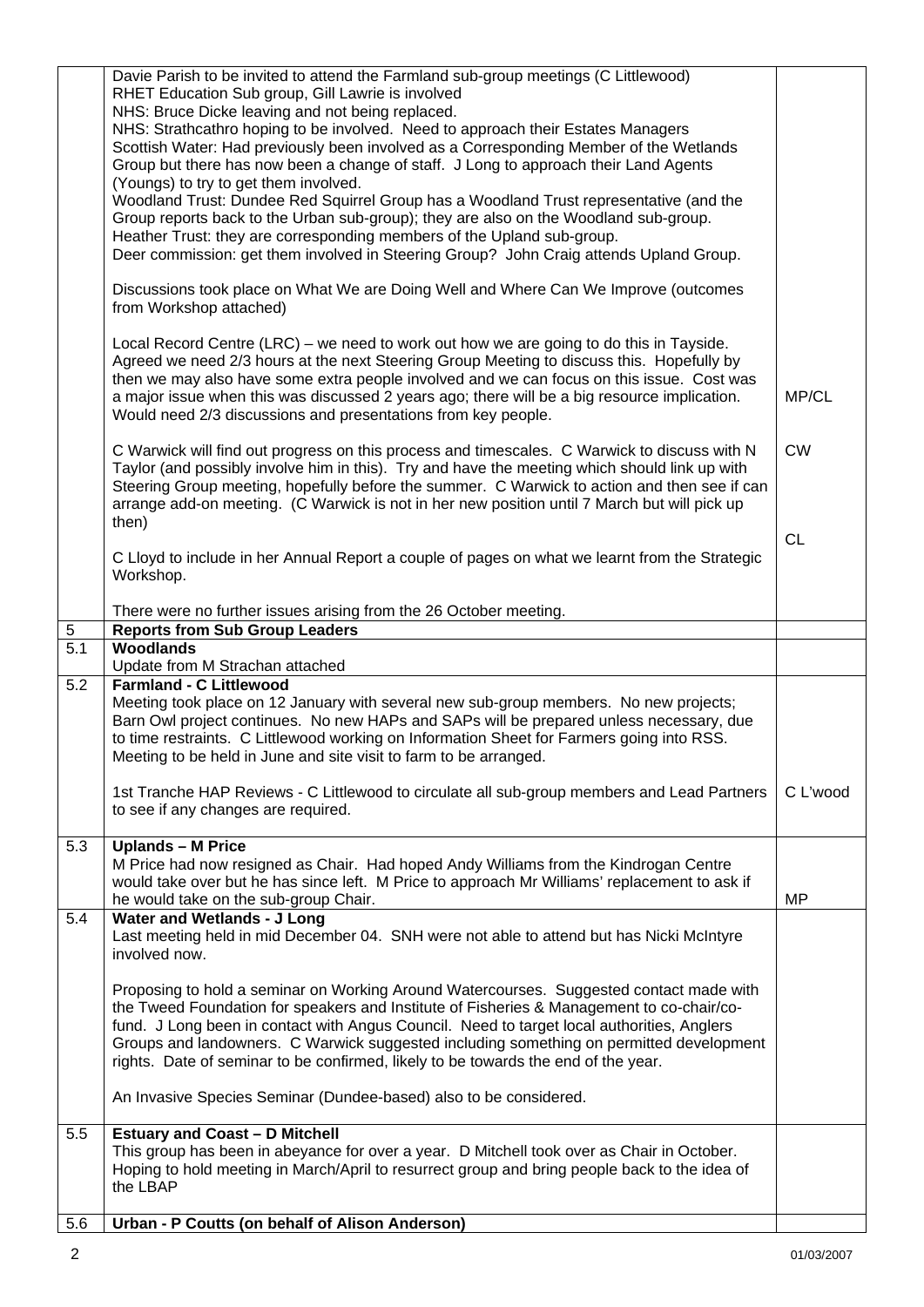| | | |
|---|---|---|
| | Davie Parish to be invited to attend the Farmland sub-group meetings (C Littlewood)<br>RHET Education Sub group, Gill Lawrie is involved<br>NHS: Bruce Dicke leaving and not being replaced.<br>NHS: Strathcathro hoping to be involved. Need to approach their Estates Managers<br>Scottish Water: Had previously been involved as a Corresponding Member of the Wetlands Group but there has now been a change of staff. J Long to approach their Land Agents (Youngs) to try to get them involved.<br>Woodland Trust: Dundee Red Squirrel Group has a Woodland Trust representative (and the Group reports back to the Urban sub-group); they are also on the Woodland sub-group.<br>Heather Trust: they are corresponding members of the Upland sub-group.<br>Deer commission: get them involved in Steering Group? John Craig attends Upland Group.<br><br>Discussions took place on What We are Doing Well and Where Can We Improve (outcomes from Workshop attached)<br><br>Local Record Centre (LRC) – we need to work out how we are going to do this in Tayside. Agreed we need 2/3 hours at the next Steering Group Meeting to discuss this. Hopefully by then we may also have some extra people involved and we can focus on this issue. Cost was a major issue when this was discussed 2 years ago; there will be a big resource implication. Would need 2/3 discussions and presentations from key people.<br><br>C Warwick will find out progress on this process and timescales. C Warwick to discuss with N Taylor (and possibly involve him in this). Try and have the meeting which should link up with Steering Group meeting, hopefully before the summer. C Warwick to action and then see if can arrange add-on meeting. (C Warwick is not in her new position until 7 March but will pick up then)<br><br>C Lloyd to include in her Annual Report a couple of pages on what we learnt from the Strategic Workshop.<br><br>There were no further issues arising from the 26 October meeting. | MP/CL<br><br>CW<br><br>CL |
| 5 | **Reports from Sub Group Leaders** | |
| 5.1 | **Woodlands**<br>Update from M Strachan attached | |
| 5.2 | **Farmland - C Littlewood**<br>Meeting took place on 12 January with several new sub-group members. No new projects; Barn Owl project continues. No new HAPs and SAPs will be prepared unless necessary, due to time restraints. C Littlewood working on Information Sheet for Farmers going into RSS. Meeting to be held in June and site visit to farm to be arranged.<br><br>1st Tranche HAP Reviews - C Littlewood to circulate all sub-group members and Lead Partners to see if any changes are required. | C L'wood |
| 5.3 | **Uplands – M Price**<br>M Price had now resigned as Chair. Had hoped Andy Williams from the Kindrogan Centre would take over but he has since left. M Price to approach Mr Williams' replacement to ask if he would take on the sub-group Chair. | MP |
| 5.4 | **Water and Wetlands - J Long**<br>Last meeting held in mid December 04. SNH were not able to attend but has Nicki McIntyre involved now.<br><br>Proposing to hold a seminar on Working Around Watercourses. Suggested contact made with the Tweed Foundation for speakers and Institute of Fisheries & Management to co-chair/co-fund. J Long been in contact with Angus Council. Need to target local authorities, Anglers Groups and landowners. C Warwick suggested including something on permitted development rights. Date of seminar to be confirmed, likely to be towards the end of the year.<br><br>An Invasive Species Seminar (Dundee-based) also to be considered. | |
| 5.5 | **Estuary and Coast – D Mitchell**<br>This group has been in abeyance for over a year. D Mitchell took over as Chair in October. Hoping to hold meeting in March/April to resurrect group and bring people back to the idea of the LBAP | |
| 5.6 | **Urban - P Coutts (on behalf of Alison Anderson)** | |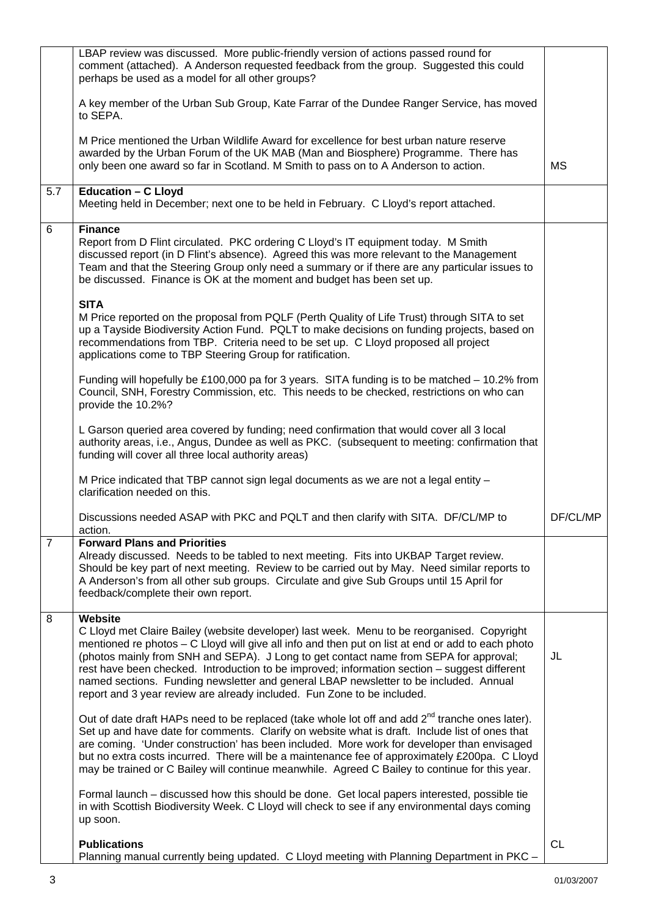| | | |
|---|---|---|
| | LBAP review was discussed. More public-friendly version of actions passed round for comment (attached). A Anderson requested feedback from the group. Suggested this could perhaps be used as a model for all other groups?<br><br>A key member of the Urban Sub Group, Kate Farrar of the Dundee Ranger Service, has moved to SEPA.<br><br>M Price mentioned the Urban Wildlife Award for excellence for best urban nature reserve awarded by the Urban Forum of the UK MAB (Man and Biosphere) Programme. There has only been one award so far in Scotland. M Smith to pass on to A Anderson to action. | MS |
| 5.7 | **Education – C Lloyd**<br>Meeting held in December; next one to be held in February. C Lloyd's report attached. | |
| 6 | **Finance**<br>Report from D Flint circulated. PKC ordering C Lloyd's IT equipment today. M Smith discussed report (in D Flint's absence). Agreed this was more relevant to the Management Team and that the Steering Group only need a summary or if there are any particular issues to be discussed. Finance is OK at the moment and budget has been set up.<br><br>**SITA**<br>M Price reported on the proposal from PQLF (Perth Quality of Life Trust) through SITA to set up a Tayside Biodiversity Action Fund. PQLT to make decisions on funding projects, based on recommendations from TBP. Criteria need to be set up. C Lloyd proposed all project applications come to TBP Steering Group for ratification.<br><br>Funding will hopefully be £100,000 pa for 3 years. SITA funding is to be matched – 10.2% from Council, SNH, Forestry Commission, etc. This needs to be checked, restrictions on who can provide the 10.2%?<br><br>L Garson queried area covered by funding; need confirmation that would cover all 3 local authority areas, i.e., Angus, Dundee as well as PKC. (subsequent to meeting: confirmation that funding will cover all three local authority areas)<br><br>M Price indicated that TBP cannot sign legal documents as we are not a legal entity – clarification needed on this.<br><br>Discussions needed ASAP with PKC and PQLT and then clarify with SITA. DF/CL/MP to action. | DF/CL/MP |
| 7 | **Forward Plans and Priorities**<br>Already discussed. Needs to be tabled to next meeting. Fits into UKBAP Target review. Should be key part of next meeting. Review to be carried out by May. Need similar reports to A Anderson's from all other sub groups. Circulate and give Sub Groups until 15 April for feedback/complete their own report. | |
| 8 | **Website**<br>C Lloyd met Claire Bailey (website developer) last week. Menu to be reorganised. Copyright mentioned re photos – C Lloyd will give all info and then put on list at end or add to each photo (photos mainly from SNH and SEPA). J Long to get contact name from SEPA for approval; rest have been checked. Introduction to be improved; information section – suggest different named sections. Funding newsletter and general LBAP newsletter to be included. Annual report and 3 year review are already included. Fun Zone to be included.<br><br>Out of date draft HAPs need to be replaced (take whole lot off and add 2nd tranche ones later). Set up and have date for comments. Clarify on website what is draft. Include list of ones that are coming. 'Under construction' has been included. More work for developer than envisaged but no extra costs incurred. There will be a maintenance fee of approximately £200pa. C Lloyd may be trained or C Bailey will continue meanwhile. Agreed C Bailey to continue for this year.<br><br>Formal launch – discussed how this should be done. Get local papers interested, possible tie in with Scottish Biodiversity Week. C Lloyd will check to see if any environmental days coming up soon.<br><br>**Publications**<br>Planning manual currently being updated. C Lloyd meeting with Planning Department in PKC – | JL<br><br><br><br><br><br><br><br><br><br><br><br>CL |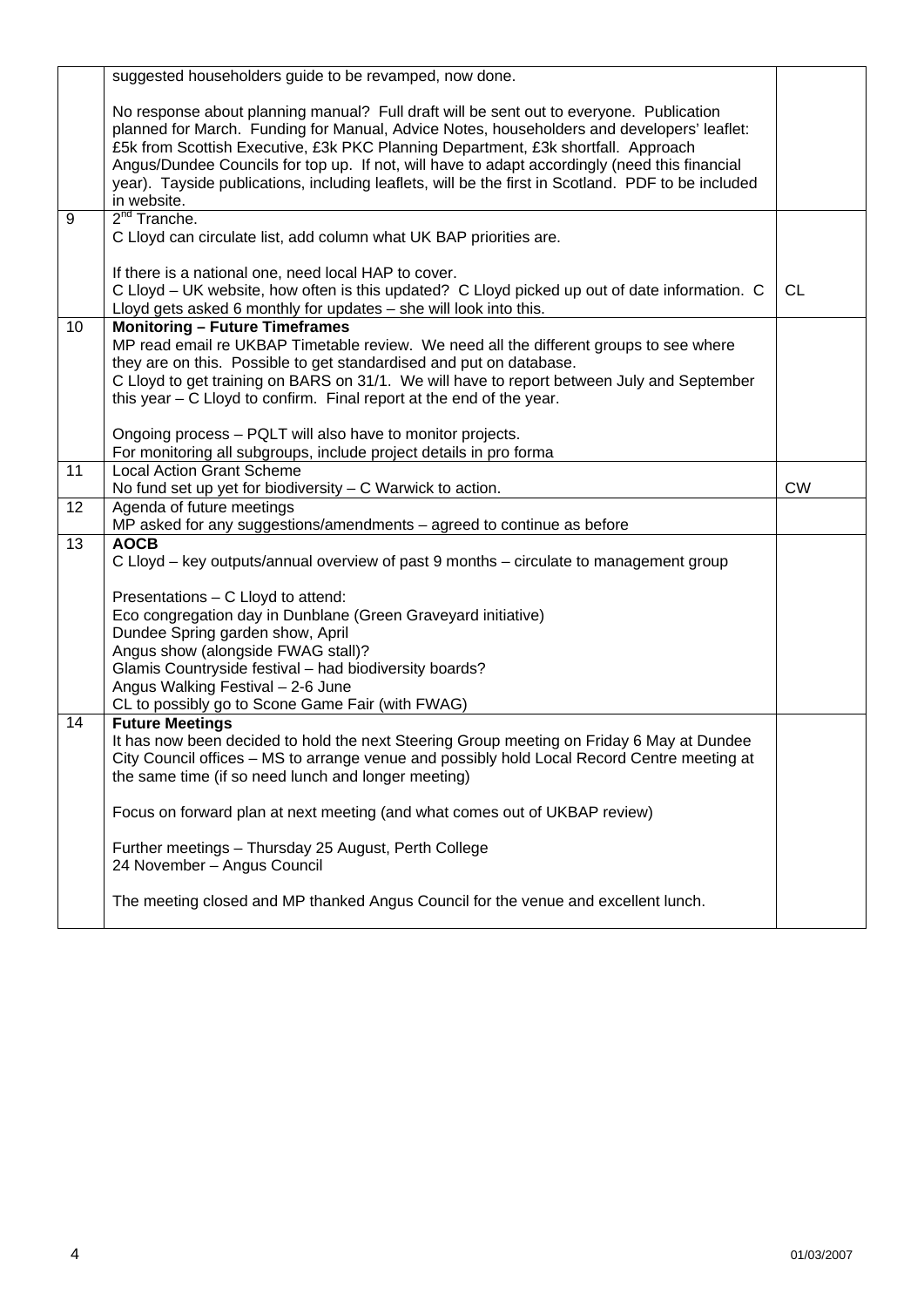| | | |
|---|---|---|
| | suggested householders guide to be revamped, now done.<br><br>No response about planning manual? Full draft will be sent out to everyone. Publication planned for March. Funding for Manual, Advice Notes, householders and developers' leaflet: £5k from Scottish Executive, £3k PKC Planning Department, £3k shortfall. Approach Angus/Dundee Councils for top up. If not, will have to adapt accordingly (need this financial year). Tayside publications, including leaflets, will be the first in Scotland. PDF to be included in website. | |
| 9 | 2nd Tranche.<br>C Lloyd can circulate list, add column what UK BAP priorities are.<br><br>If there is a national one, need local HAP to cover.<br>C Lloyd – UK website, how often is this updated? C Lloyd picked up out of date information. C Lloyd gets asked 6 monthly for updates – she will look into this. | CL |
| 10 | **Monitoring – Future Timeframes**<br>MP read email re UKBAP Timetable review. We need all the different groups to see where they are on this. Possible to get standardised and put on database.<br>C Lloyd to get training on BARS on 31/1. We will have to report between July and September this year – C Lloyd to confirm. Final report at the end of the year.<br><br>Ongoing process – PQLT will also have to monitor projects.<br>For monitoring all subgroups, include project details in pro forma | |
| 11 | Local Action Grant Scheme<br>No fund set up yet for biodiversity – C Warwick to action. | CW |
| 12 | Agenda of future meetings<br>MP asked for any suggestions/amendments – agreed to continue as before | |
| 13 | **AOCB**<br>C Lloyd – key outputs/annual overview of past 9 months – circulate to management group<br><br>Presentations – C Lloyd to attend:<br>Eco congregation day in Dunblane (Green Graveyard initiative)<br>Dundee Spring garden show, April<br>Angus show (alongside FWAG stall)?<br>Glamis Countryside festival – had biodiversity boards?<br>Angus Walking Festival – 2-6 June<br>CL to possibly go to Scone Game Fair (with FWAG) | |
| 14 | **Future Meetings**<br>It has now been decided to hold the next Steering Group meeting on Friday 6 May at Dundee City Council offices – MS to arrange venue and possibly hold Local Record Centre meeting at the same time (if so need lunch and longer meeting)<br><br>Focus on forward plan at next meeting (and what comes out of UKBAP review)<br><br>Further meetings – Thursday 25 August, Perth College<br>24 November – Angus Council<br><br>The meeting closed and MP thanked Angus Council for the venue and excellent lunch. | |